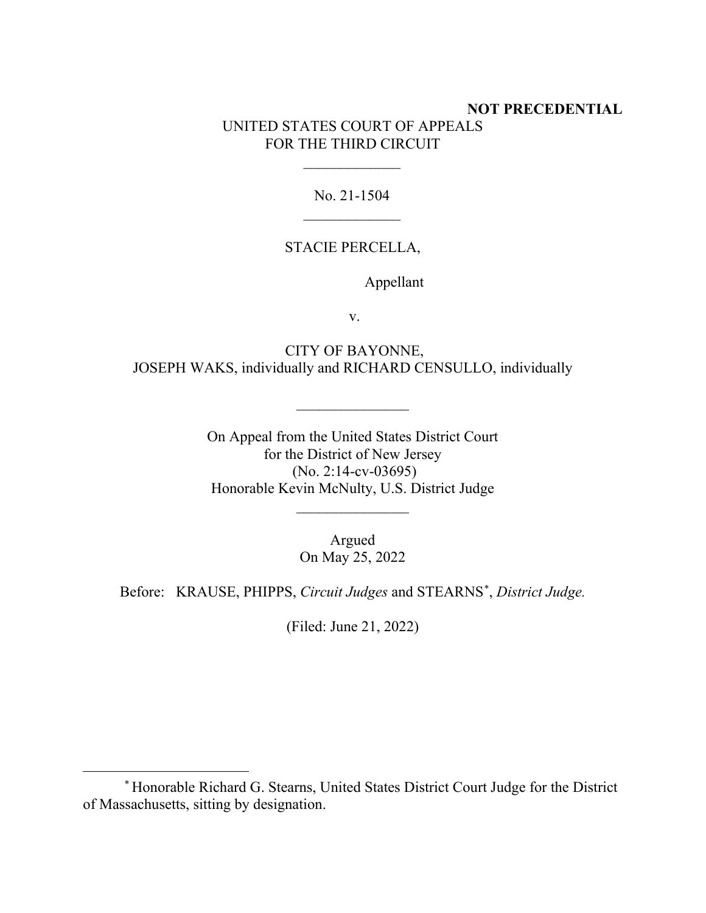**NOT PRECEDENTIAL**

UNITED STATES COURT OF APPEALS
FOR THE THIRD CIRCUIT

\_\_\_\_\_\_\_\_\_\_\_\_\_

No. 21-1504

\_\_\_\_\_\_\_\_\_\_\_\_\_

STACIE PERCELLA,

Appellant

v.

CITY OF BAYONNE,
JOSEPH WAKS, individually and RICHARD CENSULLO, individually

\_\_\_\_\_\_\_\_\_\_\_\_\_\_\_

On Appeal from the United States District Court
for the District of New Jersey
(No. 2:14-cv-03695)
Honorable Kevin McNulty, U.S. District Judge

\_\_\_\_\_\_\_\_\_\_\_\_\_\_\_

Argued
On May 25, 2022

Before: KRAUSE, PHIPPS, *Circuit Judges* and STEARNS[*], *District Judge.*

(Filed: June 21, 2022)

---

[*] Honorable Richard G. Stearns, United States District Court Judge for the District of Massachusetts, sitting by designation.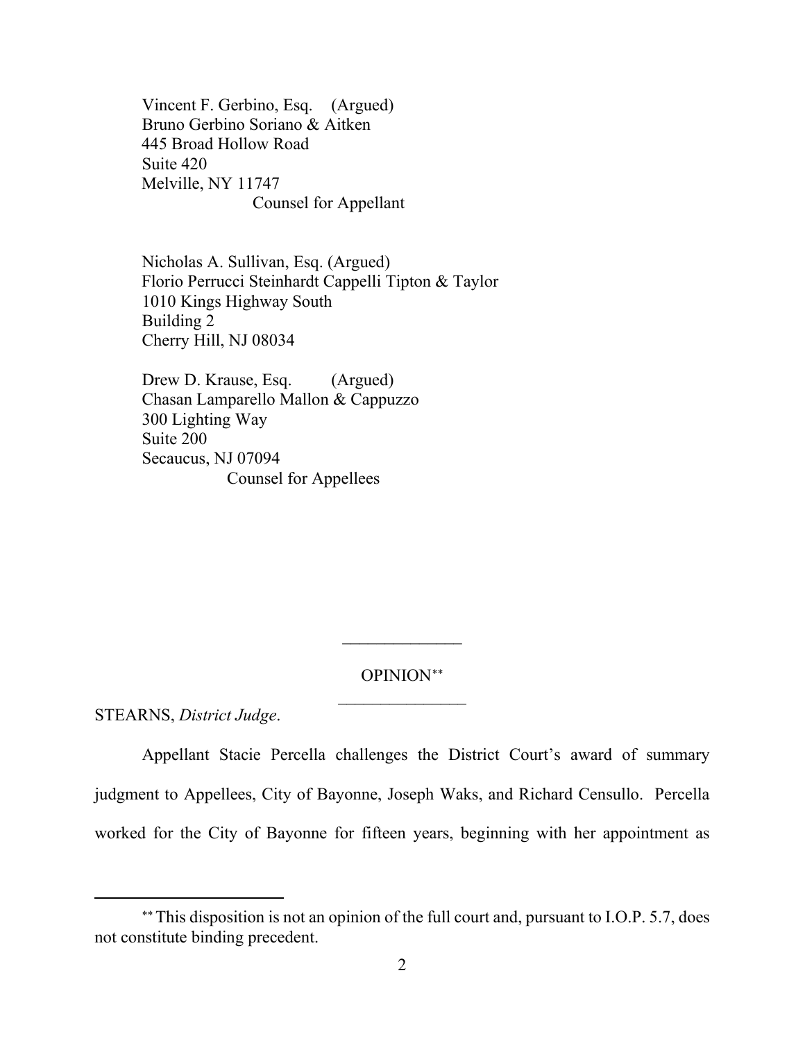Vincent F. Gerbino, Esq. (Argued)
Bruno Gerbino Soriano & Aitken
445 Broad Hollow Road
Suite 420
Melville, NY 11747
Counsel for Appellant

Nicholas A. Sullivan, Esq. (Argued)
Florio Perrucci Steinhardt Cappelli Tipton & Taylor
1010 Kings Highway South
Building 2
Cherry Hill, NJ 08034

Drew D. Krause, Esq. (Argued)
Chasan Lamparello Mallon & Cappuzzo
300 Lighting Way
Suite 200
Secaucus, NJ 07094
Counsel for Appellees

______________

OPINION[**]

______________

STEARNS, *District Judge*.

Appellant Stacie Percella challenges the District Court's award of summary judgment to Appellees, City of Bayonne, Joseph Waks, and Richard Censullo. Percella worked for the City of Bayonne for fifteen years, beginning with her appointment as

[**] This disposition is not an opinion of the full court and, pursuant to I.O.P. 5.7, does not constitute binding precedent.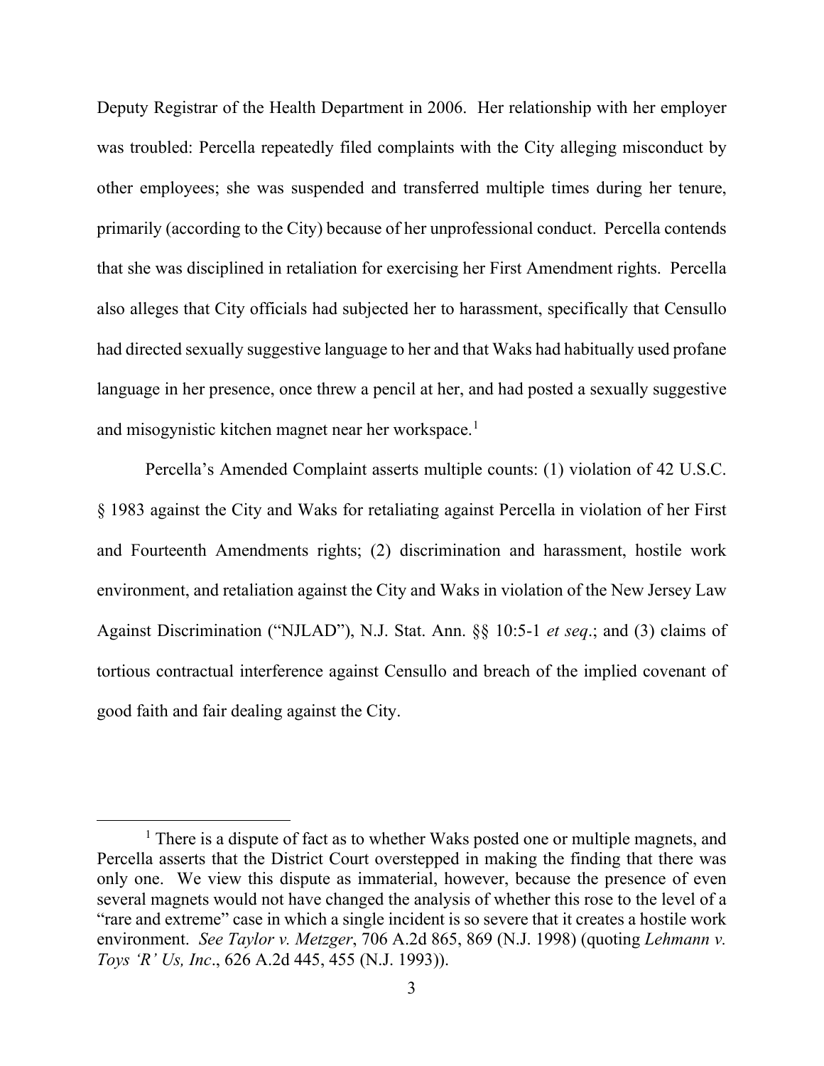Deputy Registrar of the Health Department in 2006. Her relationship with her employer was troubled: Percella repeatedly filed complaints with the City alleging misconduct by other employees; she was suspended and transferred multiple times during her tenure, primarily (according to the City) because of her unprofessional conduct. Percella contends that she was disciplined in retaliation for exercising her First Amendment rights. Percella also alleges that City officials had subjected her to harassment, specifically that Censullo had directed sexually suggestive language to her and that Waks had habitually used profane language in her presence, once threw a pencil at her, and had posted a sexually suggestive and misogynistic kitchen magnet near her workspace.[1]

Percella's Amended Complaint asserts multiple counts: (1) violation of 42 U.S.C. § 1983 against the City and Waks for retaliating against Percella in violation of her First and Fourteenth Amendments rights; (2) discrimination and harassment, hostile work environment, and retaliation against the City and Waks in violation of the New Jersey Law Against Discrimination ("NJLAD"), N.J. Stat. Ann. §§ 10:5-1 *et seq*.; and (3) claims of tortious contractual interference against Censullo and breach of the implied covenant of good faith and fair dealing against the City.

---

[1] There is a dispute of fact as to whether Waks posted one or multiple magnets, and Percella asserts that the District Court overstepped in making the finding that there was only one. We view this dispute as immaterial, however, because the presence of even several magnets would not have changed the analysis of whether this rose to the level of a "rare and extreme" case in which a single incident is so severe that it creates a hostile work environment. *See Taylor v. Metzger*, 706 A.2d 865, 869 (N.J. 1998) (quoting *Lehmann v. Toys 'R' Us, Inc*., 626 A.2d 445, 455 (N.J. 1993)).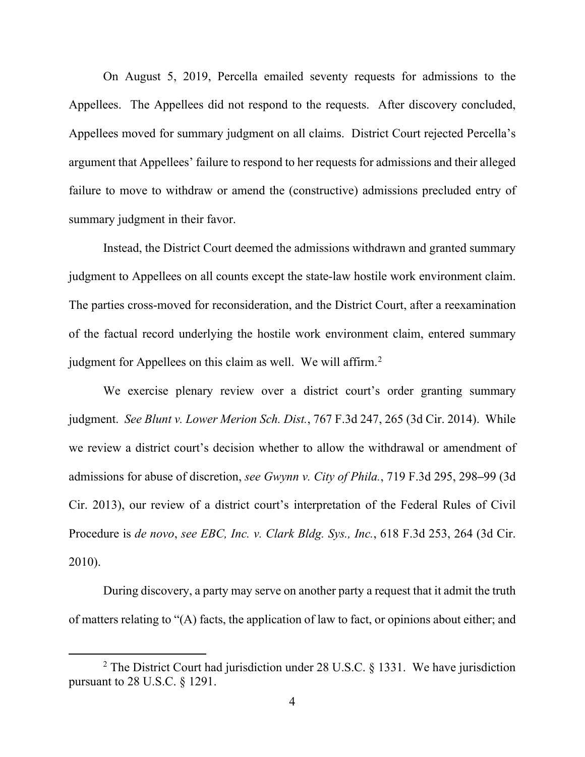On August 5, 2019, Percella emailed seventy requests for admissions to the Appellees. The Appellees did not respond to the requests. After discovery concluded, Appellees moved for summary judgment on all claims. District Court rejected Percella's argument that Appellees' failure to respond to her requests for admissions and their alleged failure to move to withdraw or amend the (constructive) admissions precluded entry of summary judgment in their favor.

Instead, the District Court deemed the admissions withdrawn and granted summary judgment to Appellees on all counts except the state-law hostile work environment claim. The parties cross-moved for reconsideration, and the District Court, after a reexamination of the factual record underlying the hostile work environment claim, entered summary judgment for Appellees on this claim as well. We will affirm.[2]

We exercise plenary review over a district court's order granting summary judgment. *See Blunt v. Lower Merion Sch. Dist.*, 767 F.3d 247, 265 (3d Cir. 2014). While we review a district court's decision whether to allow the withdrawal or amendment of admissions for abuse of discretion, *see Gwynn v. City of Phila.*, 719 F.3d 295, 298–99 (3d Cir. 2013), our review of a district court's interpretation of the Federal Rules of Civil Procedure is *de novo*, *see EBC, Inc. v. Clark Bldg. Sys., Inc.*, 618 F.3d 253, 264 (3d Cir. 2010).

During discovery, a party may serve on another party a request that it admit the truth of matters relating to "(A) facts, the application of law to fact, or opinions about either; and

---

[2] The District Court had jurisdiction under 28 U.S.C. § 1331. We have jurisdiction pursuant to 28 U.S.C. § 1291.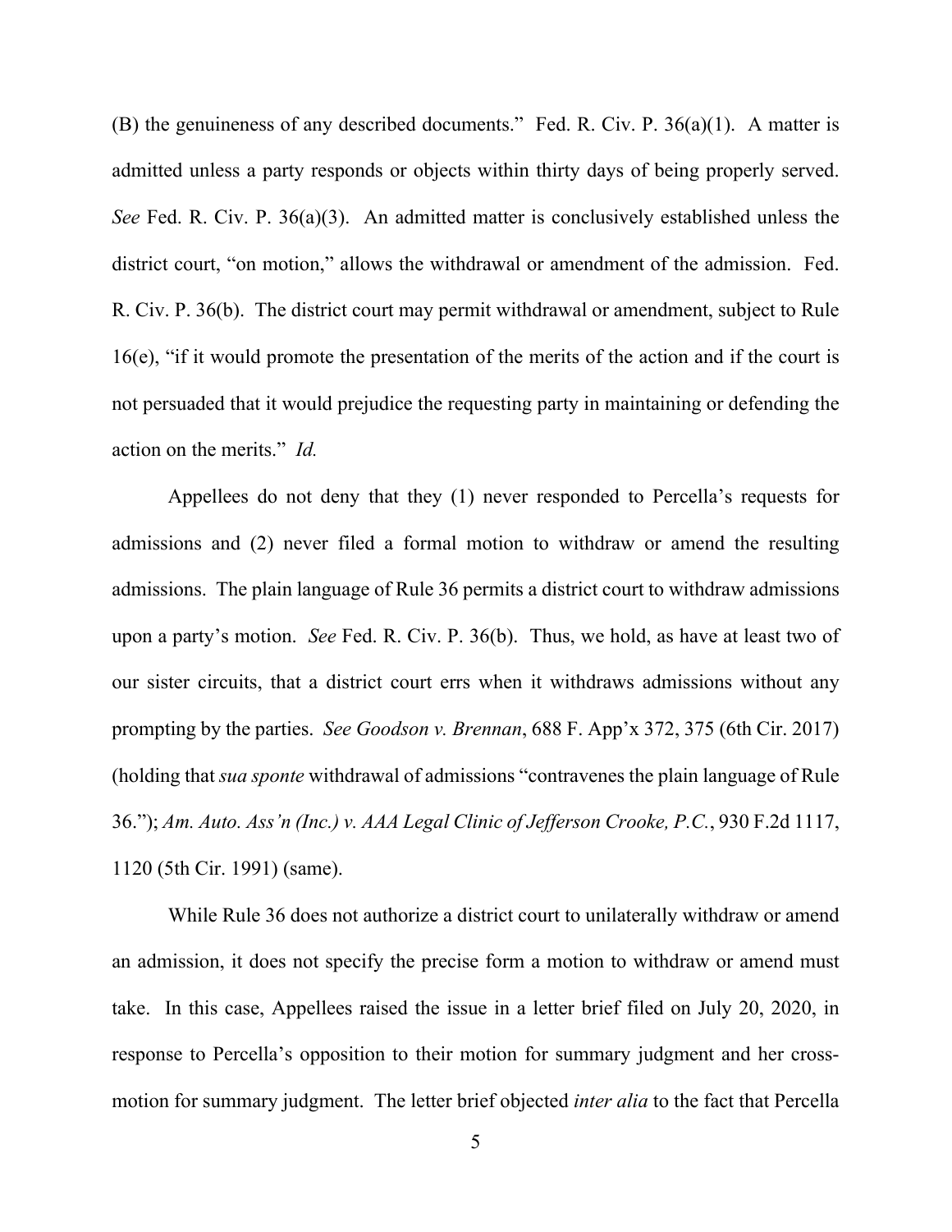(B) the genuineness of any described documents." Fed. R. Civ. P. 36(a)(1). A matter is admitted unless a party responds or objects within thirty days of being properly served. *See* Fed. R. Civ. P. 36(a)(3). An admitted matter is conclusively established unless the district court, "on motion," allows the withdrawal or amendment of the admission. Fed. R. Civ. P. 36(b). The district court may permit withdrawal or amendment, subject to Rule 16(e), "if it would promote the presentation of the merits of the action and if the court is not persuaded that it would prejudice the requesting party in maintaining or defending the action on the merits." *Id.*

Appellees do not deny that they (1) never responded to Percella's requests for admissions and (2) never filed a formal motion to withdraw or amend the resulting admissions. The plain language of Rule 36 permits a district court to withdraw admissions upon a party's motion. *See* Fed. R. Civ. P. 36(b). Thus, we hold, as have at least two of our sister circuits, that a district court errs when it withdraws admissions without any prompting by the parties. *See Goodson v. Brennan*, 688 F. App'x 372, 375 (6th Cir. 2017) (holding that *sua sponte* withdrawal of admissions "contravenes the plain language of Rule 36."); *Am. Auto. Ass'n (Inc.) v. AAA Legal Clinic of Jefferson Crooke, P.C.*, 930 F.2d 1117, 1120 (5th Cir. 1991) (same).

While Rule 36 does not authorize a district court to unilaterally withdraw or amend an admission, it does not specify the precise form a motion to withdraw or amend must take. In this case, Appellees raised the issue in a letter brief filed on July 20, 2020, in response to Percella's opposition to their motion for summary judgment and her cross-motion for summary judgment. The letter brief objected *inter alia* to the fact that Percella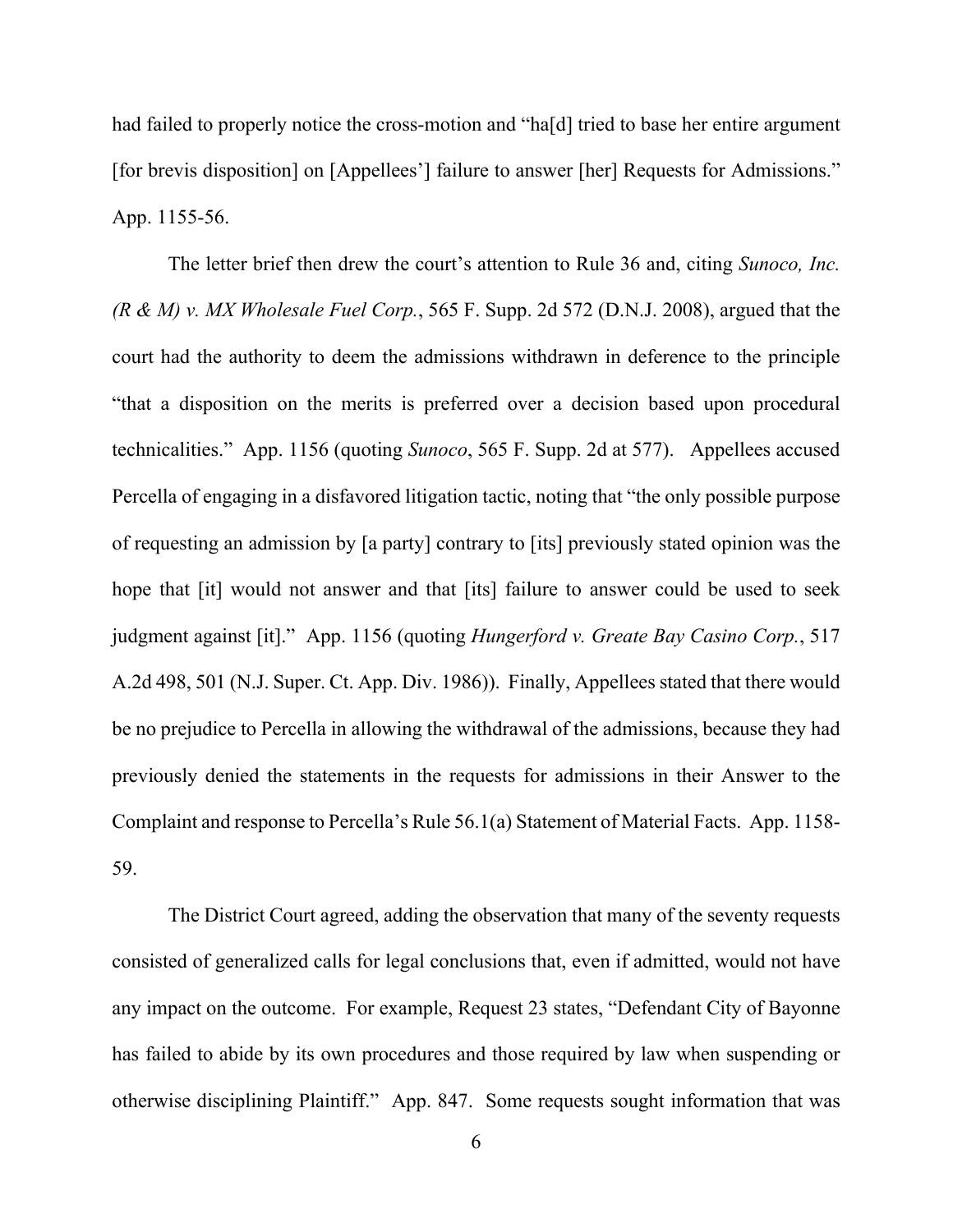had failed to properly notice the cross-motion and "ha[d] tried to base her entire argument [for brevis disposition] on [Appellees'] failure to answer [her] Requests for Admissions." App. 1155-56.

The letter brief then drew the court's attention to Rule 36 and, citing *Sunoco, Inc. (R & M) v. MX Wholesale Fuel Corp.*, 565 F. Supp. 2d 572 (D.N.J. 2008), argued that the court had the authority to deem the admissions withdrawn in deference to the principle "that a disposition on the merits is preferred over a decision based upon procedural technicalities." App. 1156 (quoting *Sunoco*, 565 F. Supp. 2d at 577). Appellees accused Percella of engaging in a disfavored litigation tactic, noting that "the only possible purpose of requesting an admission by [a party] contrary to [its] previously stated opinion was the hope that [it] would not answer and that [its] failure to answer could be used to seek judgment against [it]." App. 1156 (quoting *Hungerford v. Greate Bay Casino Corp.*, 517 A.2d 498, 501 (N.J. Super. Ct. App. Div. 1986)). Finally, Appellees stated that there would be no prejudice to Percella in allowing the withdrawal of the admissions, because they had previously denied the statements in the requests for admissions in their Answer to the Complaint and response to Percella's Rule 56.1(a) Statement of Material Facts. App. 1158-59.

The District Court agreed, adding the observation that many of the seventy requests consisted of generalized calls for legal conclusions that, even if admitted, would not have any impact on the outcome. For example, Request 23 states, "Defendant City of Bayonne has failed to abide by its own procedures and those required by law when suspending or otherwise disciplining Plaintiff." App. 847. Some requests sought information that was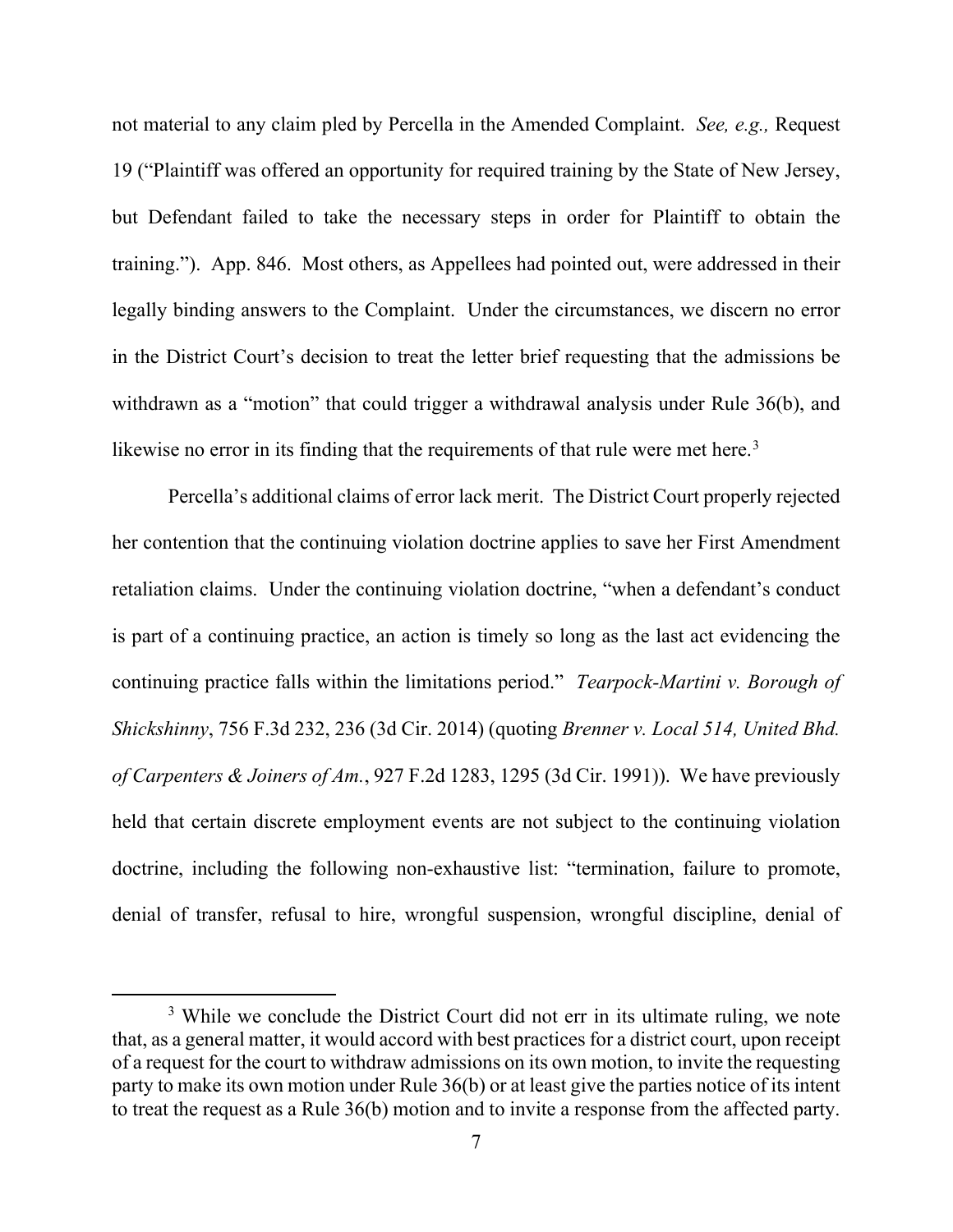not material to any claim pled by Percella in the Amended Complaint. *See, e.g.,* Request 19 ("Plaintiff was offered an opportunity for required training by the State of New Jersey, but Defendant failed to take the necessary steps in order for Plaintiff to obtain the training."). App. 846. Most others, as Appellees had pointed out, were addressed in their legally binding answers to the Complaint. Under the circumstances, we discern no error in the District Court's decision to treat the letter brief requesting that the admissions be withdrawn as a "motion" that could trigger a withdrawal analysis under Rule 36(b), and likewise no error in its finding that the requirements of that rule were met here.[3]

Percella's additional claims of error lack merit. The District Court properly rejected her contention that the continuing violation doctrine applies to save her First Amendment retaliation claims. Under the continuing violation doctrine, "when a defendant's conduct is part of a continuing practice, an action is timely so long as the last act evidencing the continuing practice falls within the limitations period." *Tearpock-Martini v. Borough of Shickshinny*, 756 F.3d 232, 236 (3d Cir. 2014) (quoting *Brenner v. Local 514, United Bhd. of Carpenters & Joiners of Am.*, 927 F.2d 1283, 1295 (3d Cir. 1991)). We have previously held that certain discrete employment events are not subject to the continuing violation doctrine, including the following non-exhaustive list: "termination, failure to promote, denial of transfer, refusal to hire, wrongful suspension, wrongful discipline, denial of

---

[3] While we conclude the District Court did not err in its ultimate ruling, we note that, as a general matter, it would accord with best practices for a district court, upon receipt of a request for the court to withdraw admissions on its own motion, to invite the requesting party to make its own motion under Rule 36(b) or at least give the parties notice of its intent to treat the request as a Rule 36(b) motion and to invite a response from the affected party.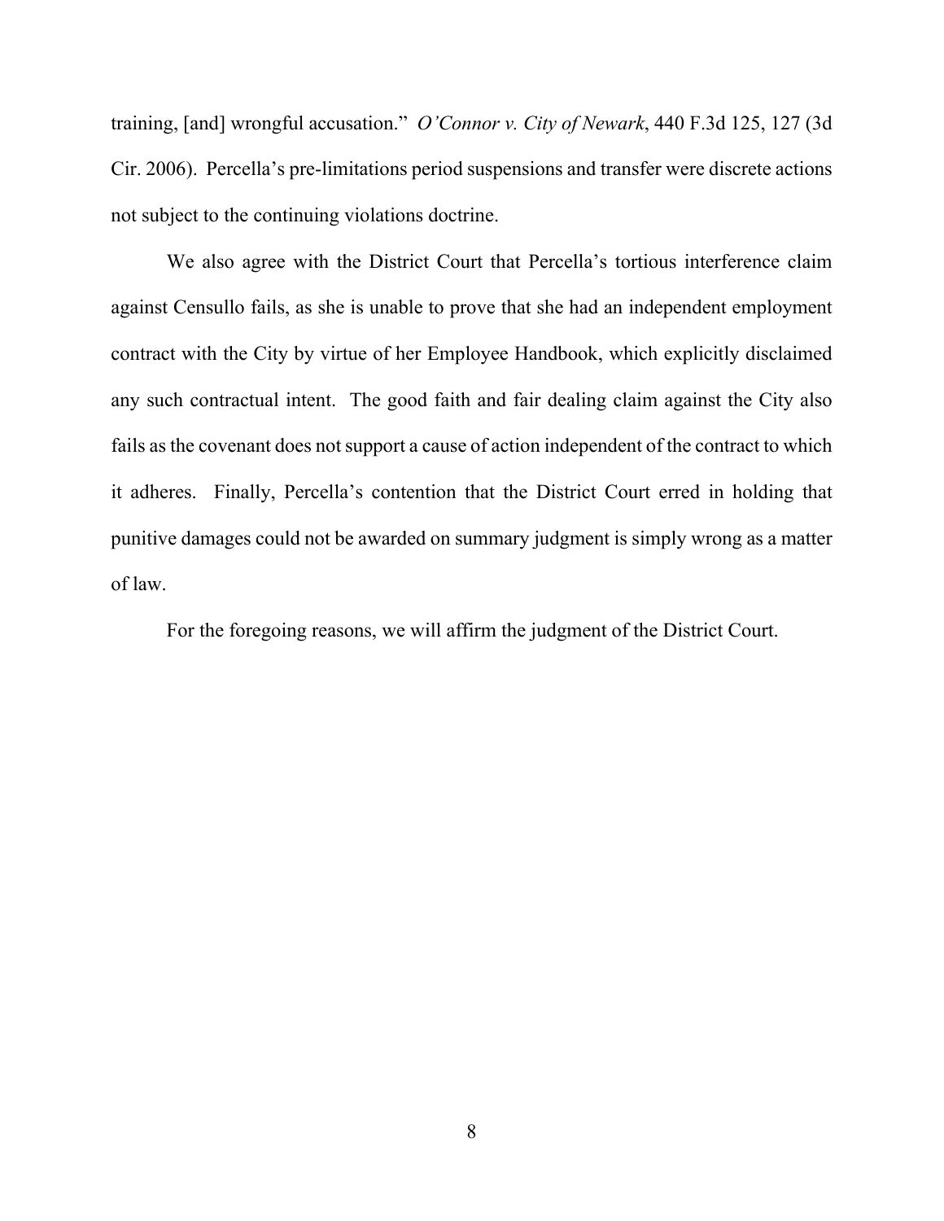training, [and] wrongful accusation." *O'Connor v. City of Newark*, 440 F.3d 125, 127 (3d Cir. 2006). Percella's pre-limitations period suspensions and transfer were discrete actions not subject to the continuing violations doctrine.

We also agree with the District Court that Percella's tortious interference claim against Censullo fails, as she is unable to prove that she had an independent employment contract with the City by virtue of her Employee Handbook, which explicitly disclaimed any such contractual intent. The good faith and fair dealing claim against the City also fails as the covenant does not support a cause of action independent of the contract to which it adheres. Finally, Percella's contention that the District Court erred in holding that punitive damages could not be awarded on summary judgment is simply wrong as a matter of law.

For the foregoing reasons, we will affirm the judgment of the District Court.